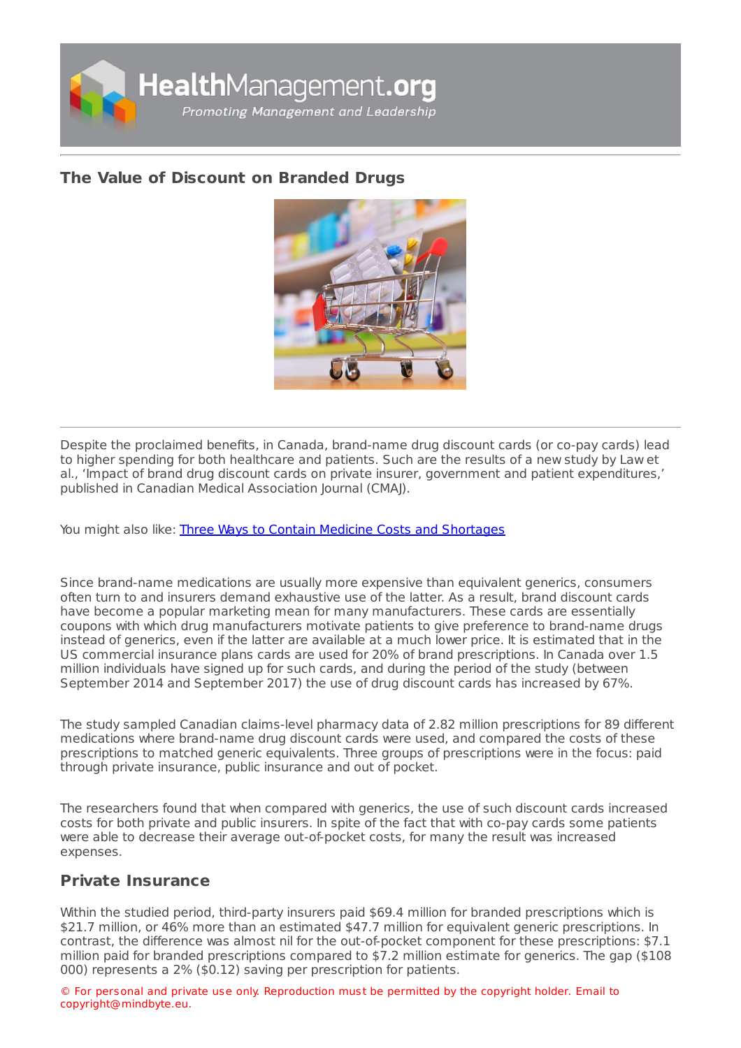# The Value of Discount on Branded Drugs

Despite the proclaimed benefits, in Canada, brand-name drug discount cards (or co-pay cards) lead to higher spending for both healthcare and patients. Such are the results of a new study by Law et al., 'Impact of brand drug discount cards on private insurer, government and patient expenditures,' published in Canadian Medical Association Journal (CMAJ).

You might also like: [Three Ways to Contain Medicine Costs and Shortages]

Since brand-name medications are usually more expensive than equivalent generics, consumers often turn to and insurers demand exhaustive use of the latter. As a result, brand discount cards have become a popular marketing mean for many manufacturers. These cards are essentially coupons with which drug manufacturers motivate patients to give preference to brand-name drugs instead of generics, even if the latter are available at a much lower price. It is estimated that in the US commercial insurance plans cards are used for 20% of brand prescriptions. In Canada over 1.5 million individuals have signed up for such cards, and during the period of the study (between September 2014 and September 2017) the use of drug discount cards has increased by 67%.

The study sampled Canadian claims-level pharmacy data of 2.82 million prescriptions for 89 different medications where brand-name drug discount cards were used, and compared the costs of these prescriptions to matched generic equivalents. Three groups of prescriptions were in the focus: paid through private insurance, public insurance and out of pocket.

The researchers found that when compared with generics, the use of such discount cards increased costs for both private and public insurers. In spite of the fact that with co-pay cards some patients were able to decrease their average out-of-pocket costs, for many the result was increased expenses.

## Private Insurance

Within the studied period, third-party insurers paid $69.4 million for branded prescriptions which is $21.7 million, or 46% more than an estimated $47.7 million for equivalent generic prescriptions. In contrast, the difference was almost nil for the out-of-pocket component for these prescriptions: $7.1 million paid for branded prescriptions compared to $7.2 million estimate for generics. The gap ($108 000) represents a 2% ($0.12) saving per prescription for patients.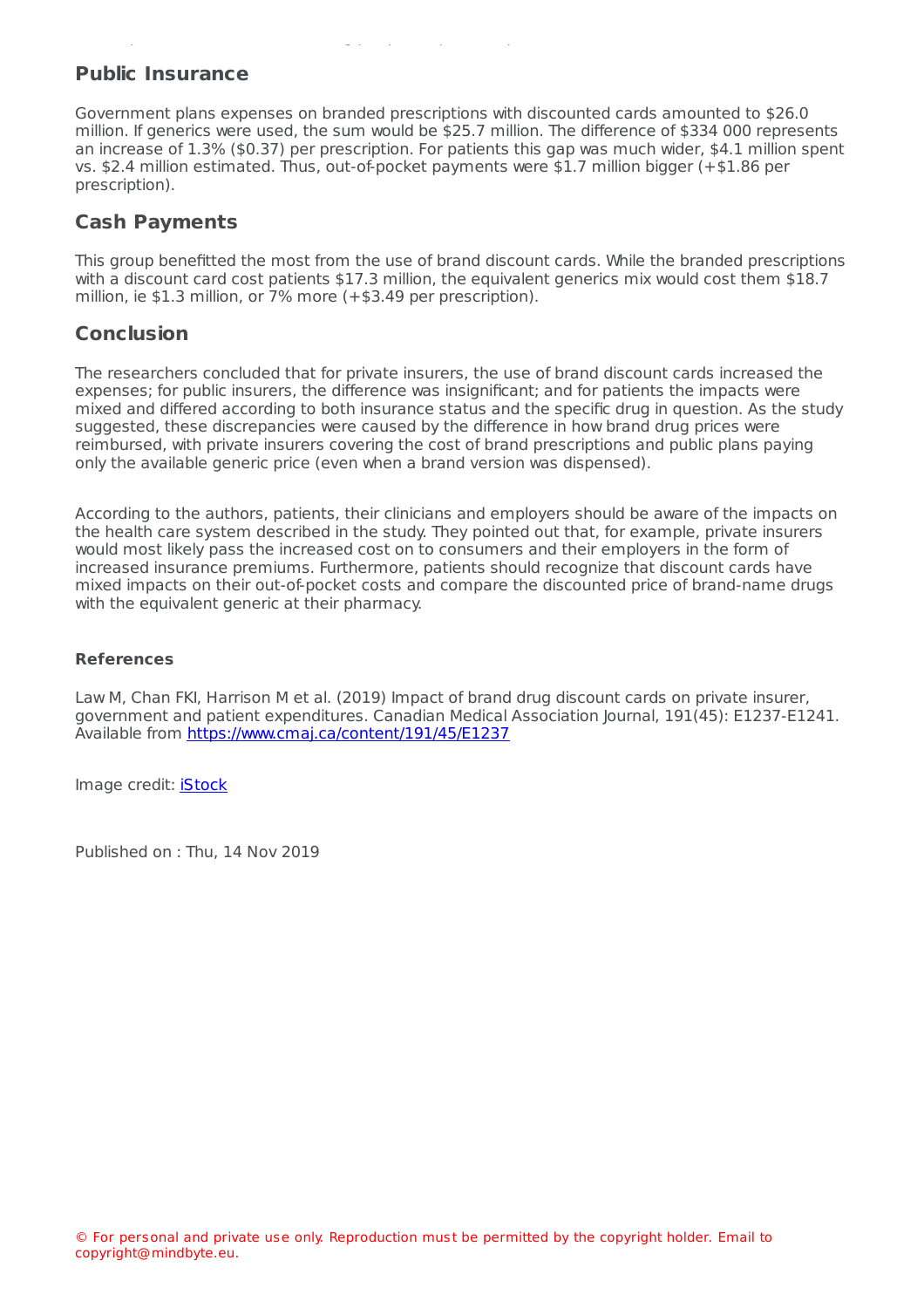## Public Insurance

Government plans expenses on branded prescriptions with discounted cards amounted to $26.0 million. If generics were used, the sum would be $25.7 million. The difference of $334 000 represents an increase of 1.3% ($0.37) per prescription. For patients this gap was much wider, $4.1 million spent vs. $2.4 million estimated. Thus, out-of-pocket payments were $1.7 million bigger (+$1.86 per prescription).

## Cash Payments

This group benefitted the most from the use of brand discount cards. While the branded prescriptions with a discount card cost patients $17.3 million, the equivalent generics mix would cost them $18.7 million, ie $1.3 million, or 7% more (+$3.49 per prescription).

## Conclusion

The researchers concluded that for private insurers, the use of brand discount cards increased the expenses; for public insurers, the difference was insignificant; and for patients the impacts were mixed and differed according to both insurance status and the specific drug in question. As the study suggested, these discrepancies were caused by the difference in how brand drug prices were reimbursed, with private insurers covering the cost of brand prescriptions and public plans paying only the available generic price (even when a brand version was dispensed).

According to the authors, patients, their clinicians and employers should be aware of the impacts on the health care system described in the study. They pointed out that, for example, private insurers would most likely pass the increased cost on to consumers and their employers in the form of increased insurance premiums. Furthermore, patients should recognize that discount cards have mixed impacts on their out-of-pocket costs and compare the discounted price of brand-name drugs with the equivalent generic at their pharmacy.

#### References

Law M, Chan FKI, Harrison M et al. (2019) Impact of brand drug discount cards on private insurer, government and patient expenditures. Canadian Medical Association Journal, 191(45): E1237-E1241. Available from https://www.cmaj.ca/content/191/45/E1237

Image credit: iStock

Published on : Thu, 14 Nov 2019

© For personal and private use only. Reproduction must be permitted by the copyright holder. Email to copyright@mindbyte.eu.